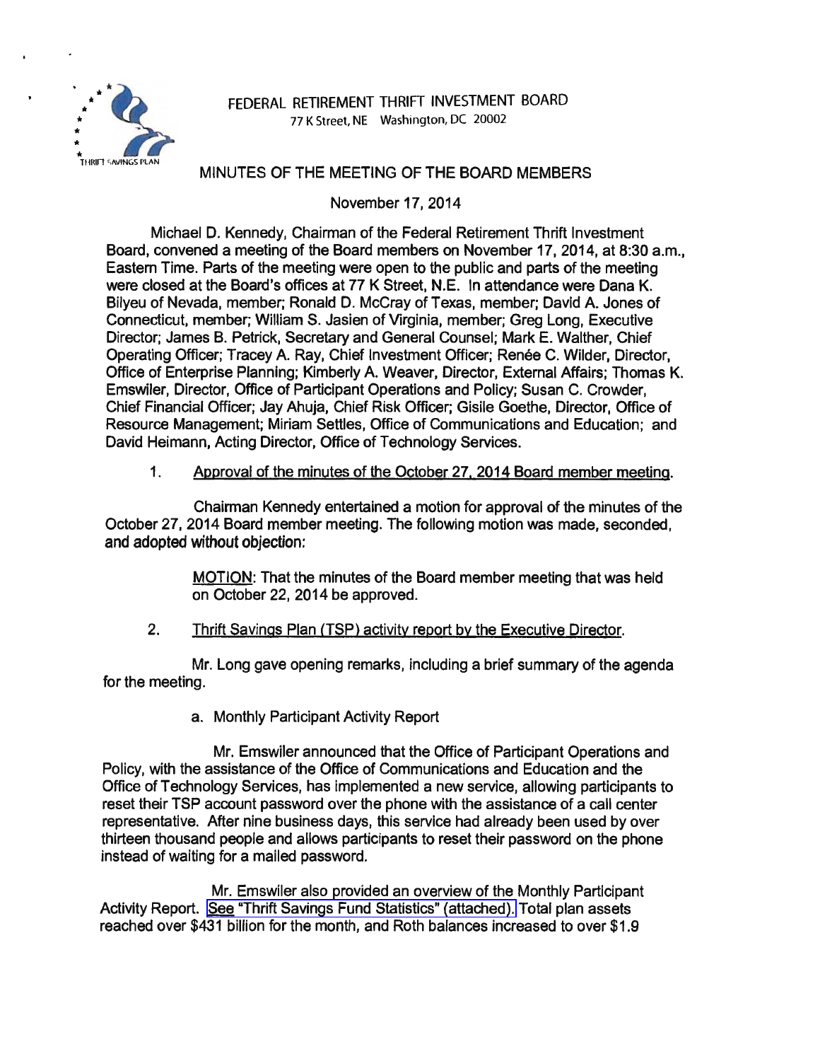FEDERAL RETIREMENT THRIFT INVESTMENT BOARD
77 K Street, NE Washington, DC 20002

# MINUTES OF THE MEETING OF THE BOARD MEMBERS

November 17, 2014

Michael D. Kennedy, Chairman of the Federal Retirement Thrift Investment Board, convened a meeting of the Board members on November 17, 2014, at 8:30 a.m., Eastern Time. Parts of the meeting were open to the public and parts of the meeting were closed at the Board's offices at 77 K Street, N.E. In attendance were Dana K. Bilyeu of Nevada, member; Ronald D. McCray of Texas, member; David A. Jones of Connecticut, member; William S. Jasien of Virginia, member; Greg Long, Executive Director; James B. Petrick, Secretary and General Counsel; Mark E. Walther, Chief Operating Officer; Tracey A. Ray, Chief Investment Officer; Renée C. Wilder, Director, Office of Enterprise Planning; Kimberly A. Weaver, Director, External Affairs; Thomas K. Emswiler, Director, Office of Participant Operations and Policy; Susan C. Crowder, Chief Financial Officer; Jay Ahuja, Chief Risk Officer; Gisile Goethe, Director, Office of Resource Management; Miriam Settles, Office of Communications and Education; and David Heimann, Acting Director, Office of Technology Services.

1. Approval of the minutes of the October 27, 2014 Board member meeting.

Chairman Kennedy entertained a motion for approval of the minutes of the October 27, 2014 Board member meeting. The following motion was made, seconded, and adopted without objection:

> MOTION: That the minutes of the Board member meeting that was held on October 22, 2014 be approved.

2. Thrift Savings Plan (TSP) activity report by the Executive Director.

Mr. Long gave opening remarks, including a brief summary of the agenda for the meeting.

a. Monthly Participant Activity Report

Mr. Emswiler announced that the Office of Participant Operations and Policy, with the assistance of the Office of Communications and Education and the Office of Technology Services, has implemented a new service, allowing participants to reset their TSP account password over the phone with the assistance of a call center representative. After nine business days, this service had already been used by over thirteen thousand people and allows participants to reset their password on the phone instead of waiting for a mailed password.

Mr. Emswiler also provided an overview of the Monthly Participant Activity Report. See "Thrift Savings Fund Statistics" (attached). Total plan assets reached over $431 billion for the month, and Roth balances increased to over $1.9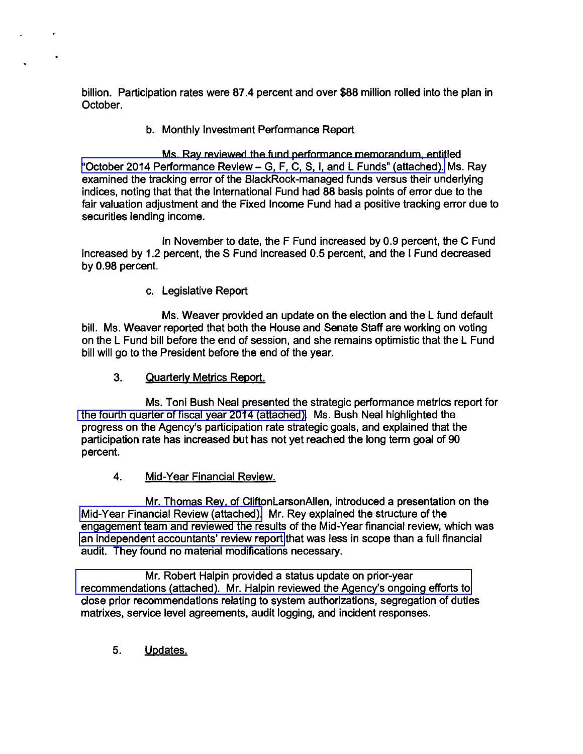billion. Participation rates were 87.4 percent and over $88 million rolled into the plan in October.

b. Monthly Investment Performance Report

Ms. Ray reviewed the fund performance memorandum, entitled "October 2014 Performance Review – G, F, C, S, I, and L Funds" (attached). Ms. Ray examined the tracking error of the BlackRock-managed funds versus their underlying indices, noting that that the International Fund had 88 basis points of error due to the fair valuation adjustment and the Fixed Income Fund had a positive tracking error due to securities lending income.

In November to date, the F Fund increased by 0.9 percent, the C Fund increased by 1.2 percent, the S Fund increased 0.5 percent, and the I Fund decreased by 0.98 percent.

c. Legislative Report

Ms. Weaver provided an update on the election and the L fund default bill. Ms. Weaver reported that both the House and Senate Staff are working on voting on the L Fund bill before the end of session, and she remains optimistic that the L Fund bill will go to the President before the end of the year.

3. Quarterly Metrics Report.

Ms. Toni Bush Neal presented the strategic performance metrics report for the fourth quarter of fiscal year 2014 (attached). Ms. Bush Neal highlighted the progress on the Agency's participation rate strategic goals, and explained that the participation rate has increased but has not yet reached the long term goal of 90 percent.

4. Mid-Year Financial Review.

Mr. Thomas Rey, of CliftonLarsonAllen, introduced a presentation on the Mid-Year Financial Review (attached). Mr. Rey explained the structure of the engagement team and reviewed the results of the Mid-Year financial review, which was an independent accountants' review report that was less in scope than a full financial audit. They found no material modifications necessary.

Mr. Robert Halpin provided a status update on prior-year recommendations (attached). Mr. Halpin reviewed the Agency's ongoing efforts to close prior recommendations relating to system authorizations, segregation of duties matrixes, service level agreements, audit logging, and incident responses.

5. Updates.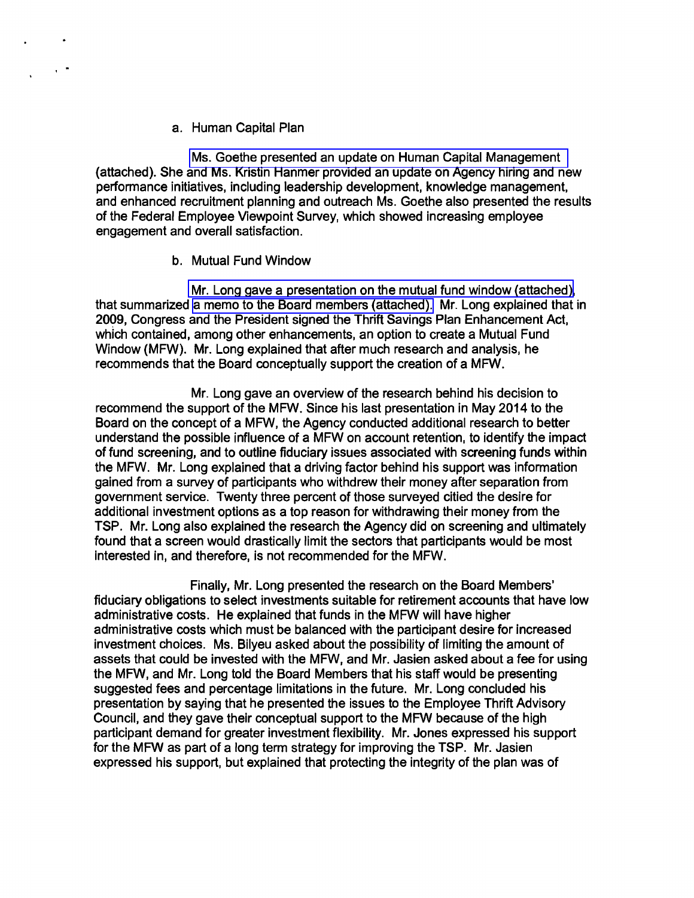a. Human Capital Plan

Ms. Goethe presented an update on Human Capital Management (attached). She and Ms. Kristin Hanmer provided an update on Agency hiring and new performance initiatives, including leadership development, knowledge management, and enhanced recruitment planning and outreach Ms. Goethe also presented the results of the Federal Employee Viewpoint Survey, which showed increasing employee engagement and overall satisfaction.

b. Mutual Fund Window

Mr. Long gave a presentation on the mutual fund window (attached), that summarized a memo to the Board members (attached). Mr. Long explained that in 2009, Congress and the President signed the Thrift Savings Plan Enhancement Act, which contained, among other enhancements, an option to create a Mutual Fund Window (MFW). Mr. Long explained that after much research and analysis, he recommends that the Board conceptually support the creation of a MFW.

Mr. Long gave an overview of the research behind his decision to recommend the support of the MFW. Since his last presentation in May 2014 to the Board on the concept of a MFW, the Agency conducted additional research to better understand the possible influence of a MFW on account retention, to identify the impact of fund screening, and to outline fiduciary issues associated with screening funds within the MFW. Mr. Long explained that a driving factor behind his support was information gained from a survey of participants who withdrew their money after separation from government service. Twenty three percent of those surveyed citied the desire for additional investment options as a top reason for withdrawing their money from the TSP. Mr. Long also explained the research the Agency did on screening and ultimately found that a screen would drastically limit the sectors that participants would be most interested in, and therefore, is not recommended for the MFW.

Finally, Mr. Long presented the research on the Board Members' fiduciary obligations to select investments suitable for retirement accounts that have low administrative costs. He explained that funds in the MFW will have higher administrative costs which must be balanced with the participant desire for increased investment choices. Ms. Bilyeu asked about the possibility of limiting the amount of assets that could be invested with the MFW, and Mr. Jasien asked about a fee for using the MFW, and Mr. Long told the Board Members that his staff would be presenting suggested fees and percentage limitations in the future. Mr. Long concluded his presentation by saying that he presented the issues to the Employee Thrift Advisory Council, and they gave their conceptual support to the MFW because of the high participant demand for greater investment flexibility. Mr. Jones expressed his support for the MFW as part of a long term strategy for improving the TSP. Mr. Jasien expressed his support, but explained that protecting the integrity of the plan was of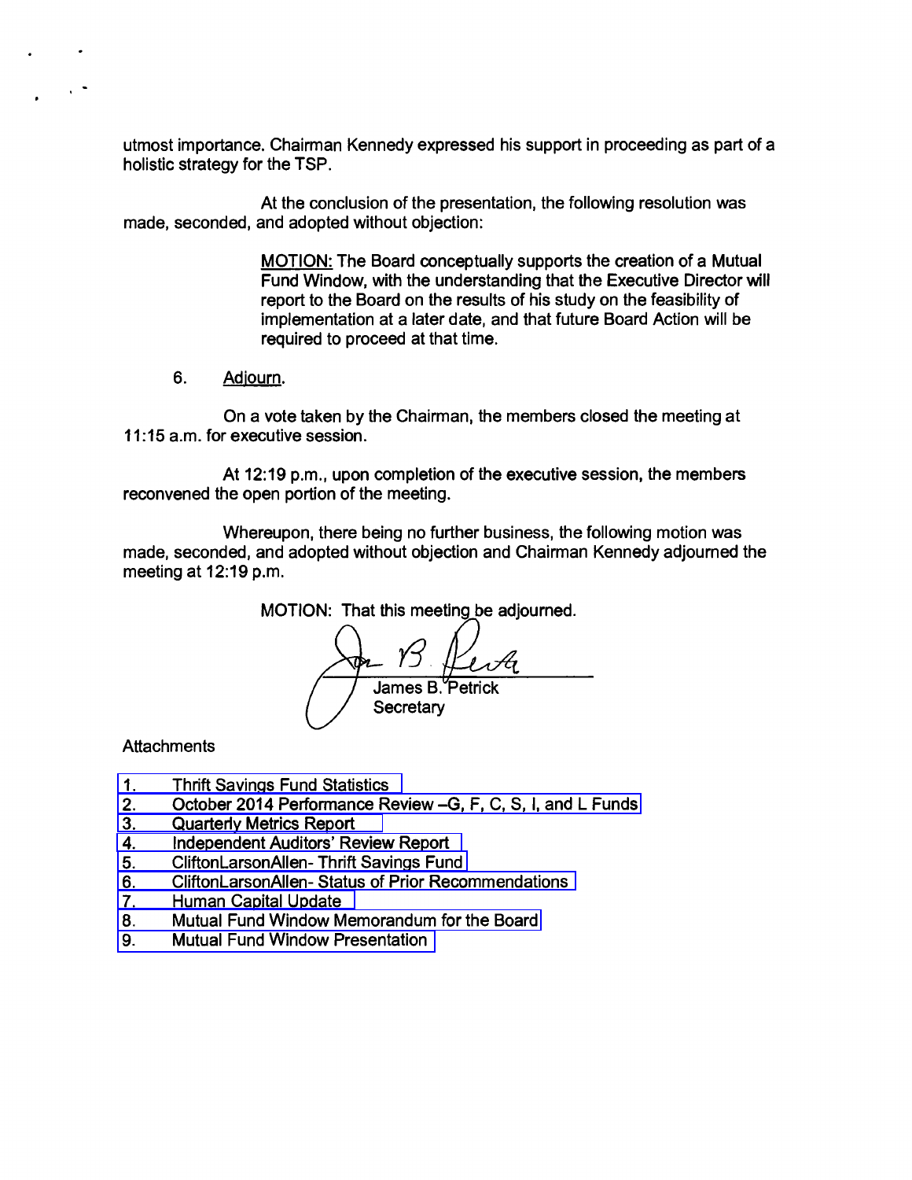utmost importance. Chairman Kennedy expressed his support in proceeding as part of a holistic strategy for the TSP.

At the conclusion of the presentation, the following resolution was made, seconded, and adopted without objection:

> MOTION: The Board conceptually supports the creation of a Mutual Fund Window, with the understanding that the Executive Director will report to the Board on the results of his study on the feasibility of implementation at a later date, and that future Board Action will be required to proceed at that time.

6. Adjourn.

On a vote taken by the Chairman, the members closed the meeting at 11:15 a.m. for executive session.

At 12:19 p.m., upon completion of the executive session, the members reconvened the open portion of the meeting.

Whereupon, there being no further business, the following motion was made, seconded, and adopted without objection and Chairman Kennedy adjourned the meeting at 12:19 p.m.

> MOTION: That this meeting be adjourned.

James B. Petrick
Secretary

Attachments

1. Thrift Savings Fund Statistics
2. October 2014 Performance Review –G, F, C, S, I, and L Funds
3. Quarterly Metrics Report
4. Independent Auditors' Review Report
5. CliftonLarsonAllen- Thrift Savings Fund
6. CliftonLarsonAllen- Status of Prior Recommendations
7. Human Capital Update
8. Mutual Fund Window Memorandum for the Board
9. Mutual Fund Window Presentation